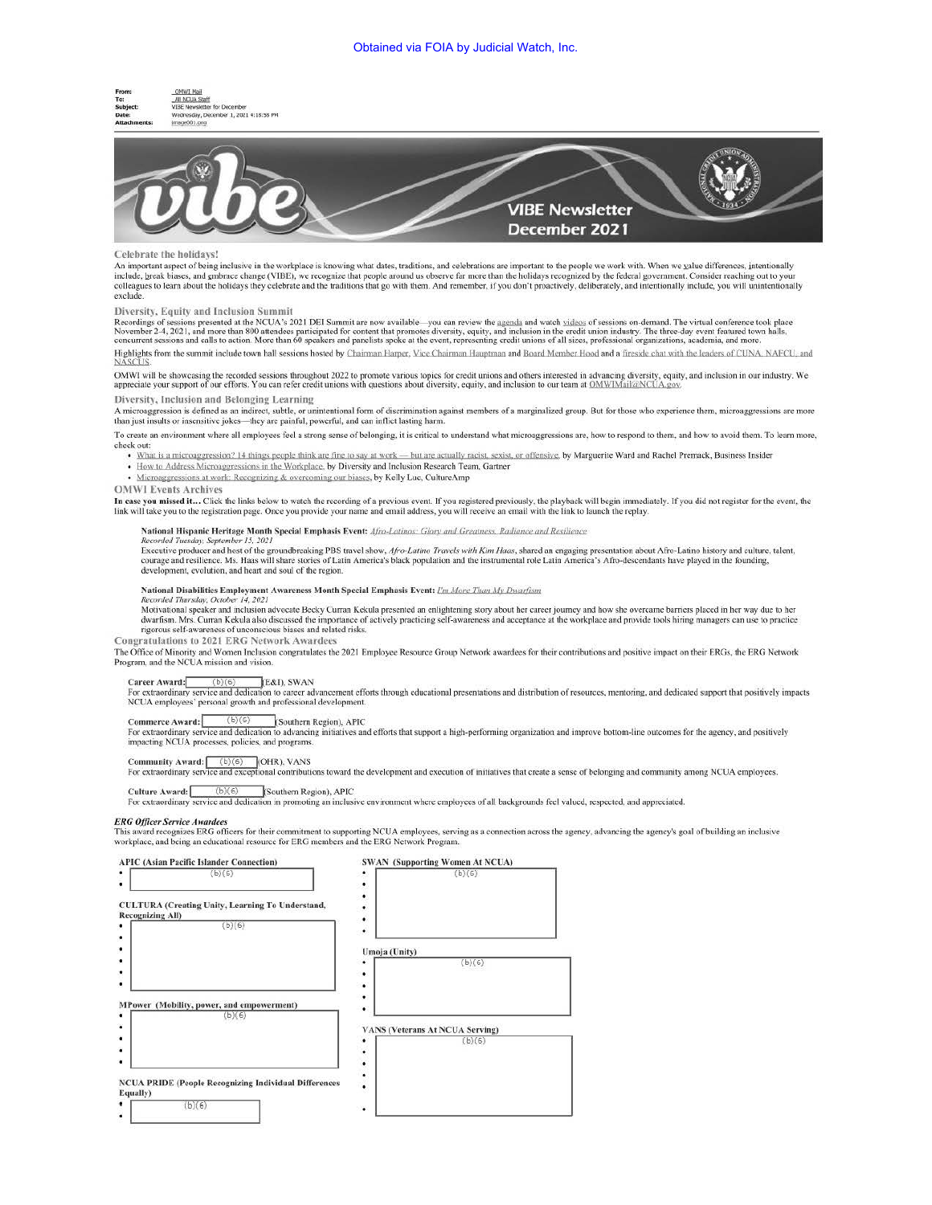Obtained via FOIA by Judicial Watch, Inc.

**From:** _OMWI Mail
**To:** _All NCUA Staff
**Subject:** VIBE Newsletter for December
**Date:** Wednesday, December 1, 2021 4:18:58 PM
**Attachments:** image001.png

vibe

VIBE Newsletter
December 2021

## Celebrate the holidays!

An important aspect of being inclusive in the workplace is knowing what dates, traditions, and celebrations are important to the people we work with. When we value differences, intentionally include, break biases, and embrace change (VIBE), we recognize that people around us observe far more than the holidays recognized by the federal government. Consider reaching out to your colleagues to learn about the holidays they celebrate and the traditions that go with them. And remember, if you don't proactively, deliberately, and intentionally include, you will unintentionally exclude.

## Diversity, Equity and Inclusion Summit

Recordings of sessions presented at the NCUA's 2021 DEI Summit are now available—you can review the agenda and watch videos of sessions on-demand. The virtual conference took place November 2-4, 2021, and more than 800 attendees participated for content that promotes diversity, equity, and inclusion in the credit union industry. The three-day event featured town halls, concurrent sessions and calls to action. More than 60 speakers and panelists spoke at the event, representing credit unions of all sizes, professional organizations, academia, and more.

Highlights from the summit include town hall sessions hosted by Chairman Harper, Vice Chairman Hauptman and Board Member Hood and a fireside chat with the leaders of CUNA, NAFCU, and NASCUS.

OMWI will be showcasing the recorded sessions throughout 2022 to promote various topics for credit unions and others interested in advancing diversity, equity, and inclusion in our industry. We appreciate your support of our efforts. You can refer credit unions with questions about diversity, equity, and inclusion to our team at OMWIMail@NCUA.gov.

## Diversity, Inclusion and Belonging Learning

A microaggression is defined as an indirect, subtle, or unintentional form of discrimination against members of a marginalized group. But for those who experience them, microaggressions are more than just insults or insensitive jokes—they are painful, powerful, and can inflict lasting harm.

To create an environment where all employees feel a strong sense of belonging, it is critical to understand what microaggressions are, how to respond to them, and how to avoid them. To learn more, check out:

- What is a microaggression? 14 things people think are fine to say at work — but are actually racist, sexist, or offensive, by Marguerite Ward and Rachel Premack, Business Insider
- How to Address Microaggressions in the Workplace, by Diversity and Inclusion Research Team, Gartner
- Microaggressions at work: Recognizing & overcoming our biases, by Kelly Luc, CultureAmp

## OMWI Events Archives

**In case you missed it…** Click the links below to watch the recording of a previous event. If you registered previously, the playback will begin immediately. If you did not register for the event, the link will take you to the registration page. Once you provide your name and email address, you will receive an email with the link to launch the replay.

**National Hispanic Heritage Month Special Emphasis Event:** *Afro-Latinos: Glory and Greatness, Radiance and Resilience*
*Recorded Tuesday, September 15, 2021*
Executive producer and host of the groundbreaking PBS travel show, *Afro-Latino Travels with Kim Haas*, shared an engaging presentation about Afro-Latino history and culture, talent, courage and resilience. Ms. Haas will share stories of Latin America's black population and the instrumental role Latin America's Afro-descendants have played in the founding, development, evolution, and heart and soul of the region.

**National Disabilities Employment Awareness Month Special Emphasis Event:** *I'm More Than My Dwarfism*
*Recorded Thursday, October 14, 2021*
Motivational speaker and inclusion advocate Becky Curran Kekula presented an enlightening story about her career journey and how she overcame barriers placed in her way due to her dwarfism. Mrs. Curran Kekula also discussed the importance of actively practicing self-awareness and acceptance at the workplace and provide tools hiring managers can use to practice rigorous self-awareness of unconscious biases and related risks.

## Congratulations to 2021 ERG Network Awardees

The Office of Minority and Women Inclusion congratulates the 2021 Employee Resource Group Network awardees for their contributions and positive impact on their ERGs, the ERG Network Program, and the NCUA mission and vision.

**Career Award:** (b)(6) (E&I), SWAN
For extraordinary service and dedication to career advancement efforts through educational presentations and distribution of resources, mentoring, and dedicated support that positively impacts NCUA employees' personal growth and professional development.

**Commerce Award:** (b)(6) (Southern Region), APIC
For extraordinary service and dedication to advancing initiatives and efforts that support a high-performing organization and improve bottom-line outcomes for the agency, and positively impacting NCUA processes, policies, and programs.

**Community Award:** (b)(6) (OHR), VANS
For extraordinary service and exceptional contributions toward the development and execution of initiatives that create a sense of belonging and community among NCUA employees.

**Culture Award:** (b)(6) (Southern Region), APIC
For extraordinary service and dedication in promoting an inclusive environment where employees of all backgrounds feel valued, respected, and appreciated.

### *ERG Officer Service Awardees*

This award recognizes ERG officers for their commitment to supporting NCUA employees, serving as a connection across the agency, advancing the agency's goal of building an inclusive workplace, and being an educational resource for ERG members and the ERG Network Program.

**APIC (Asian Pacific Islander Connection)**
- (b)(6)
-

**CULTURA (Creating Unity, Learning To Understand, Recognizing All)**
- (b)(6)
-
-
-
-
-

**MPower (Mobility, power, and empowerment)**
- (b)(6)
-
-
-
-

**NCUA PRIDE (People Recognizing Individual Differences Equally)**
- (b)(6)
-

**SWAN (Supporting Women At NCUA)**
- (b)(6)
-
-
-
-
-

**Umoja (Unity)**
- (b)(6)
-
-
-
-

**VANS (Veterans At NCUA Serving)**
- (b)(6)
-
-
-
-
-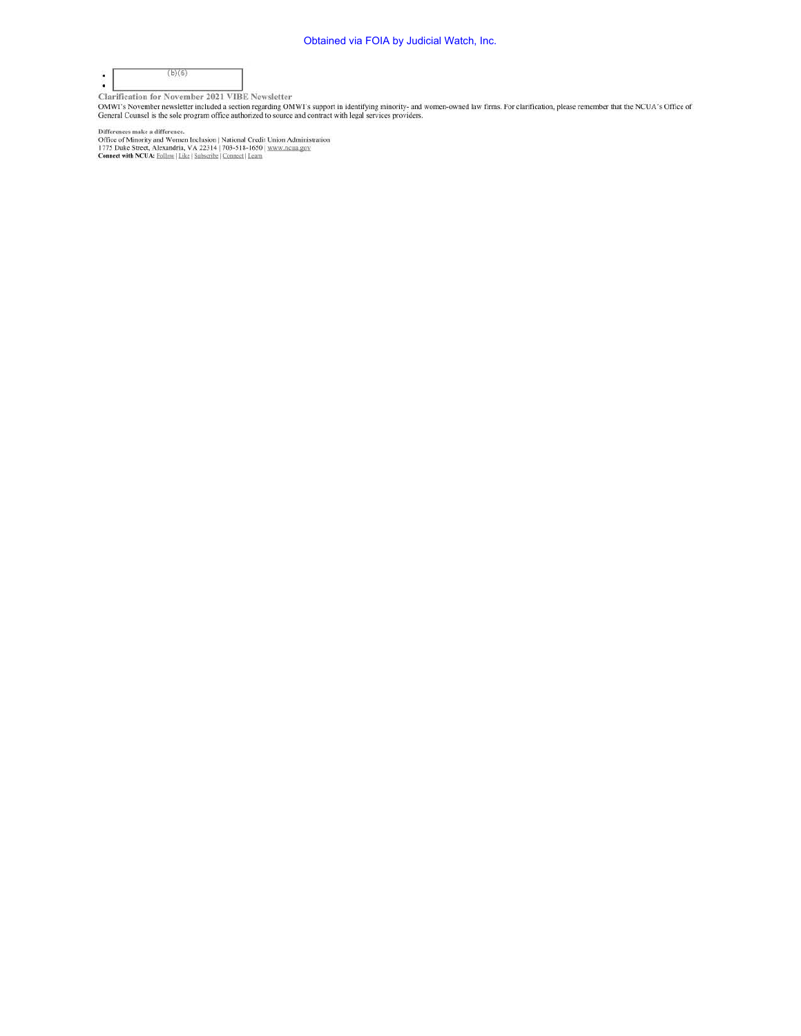Obtained via FOIA by Judicial Watch, Inc.

- (b)(6)
- 

**Clarification for November 2021 VIBE Newsletter**

OMWI's November newsletter included a section regarding OMWI's support in identifying minority- and women-owned law firms. For clarification, please remember that the NCUA's Office of General Counsel is the sole program office authorized to source and contract with legal services providers.

**Differences make a difference.**
Office of Minority and Women Inclusion | National Credit Union Administration
1775 Duke Street, Alexandria, VA 22314 | 703-518-1650 | www.ncua.gov
**Connect with NCUA:** Follow | Like | Subscribe | Connect | Learn